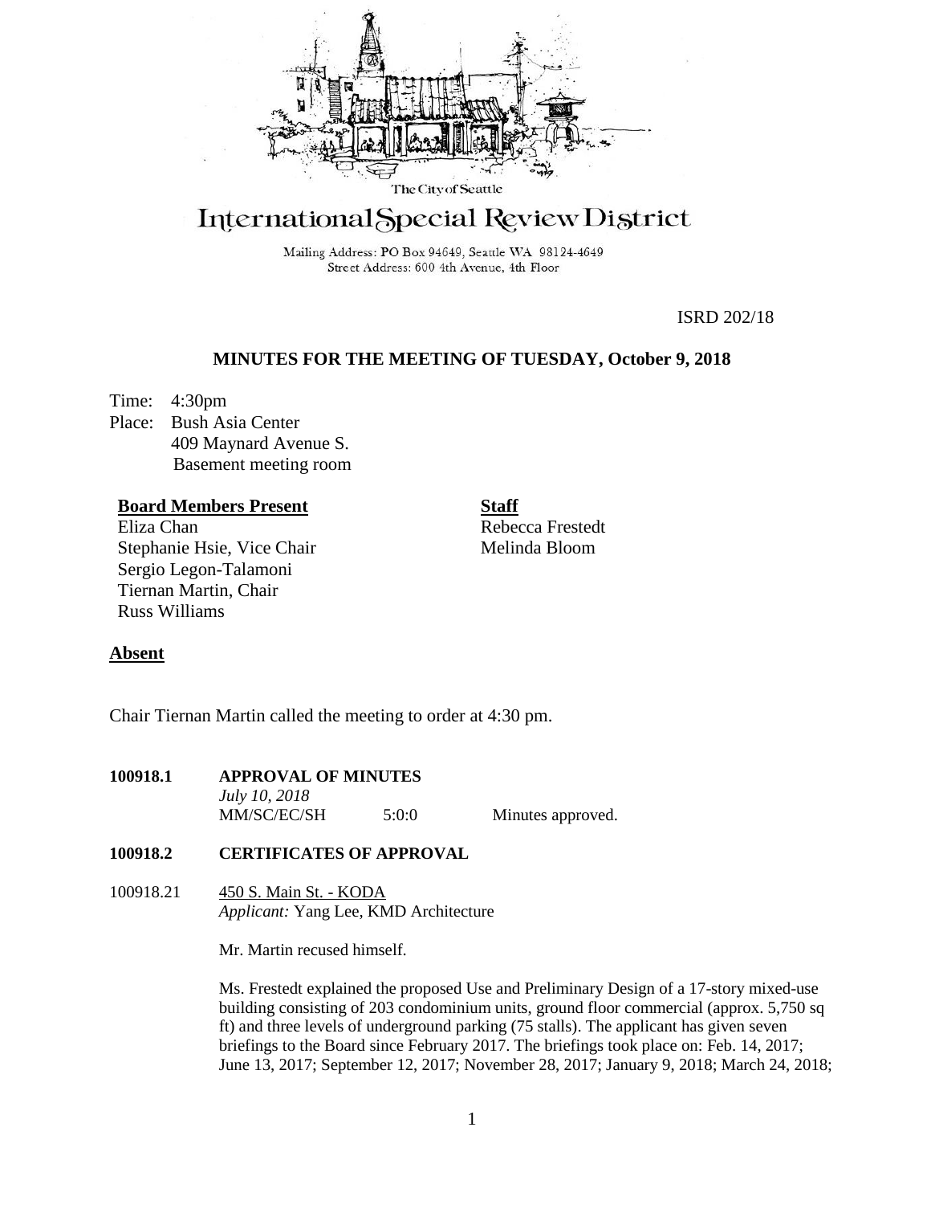The City of Seattle

# International Special Review District

Mailing Address: PO Box 94649, Seattle WA 98124-4649
Street Address: 600 4th Avenue, 4th Floor

ISRD 202/18

## MINUTES FOR THE MEETING OF TUESDAY, October 9, 2018

Time: 4:30pm
Place: Bush Asia Center
409 Maynard Avenue S.
Basement meeting room

**Board Members Present**
Eliza Chan
Stephanie Hsie, Vice Chair
Sergio Legon-Talamoni
Tiernan Martin, Chair
Russ Williams

**Staff**
Rebecca Frestedt
Melinda Bloom

**Absent**

Chair Tiernan Martin called the meeting to order at 4:30 pm.

**100918.1 APPROVAL OF MINUTES**
*July 10, 2018*
MM/SC/EC/SH 5:0:0 Minutes approved.

**100918.2 CERTIFICATES OF APPROVAL**

100918.21 450 S. Main St. - KODA
*Applicant:* Yang Lee, KMD Architecture

Mr. Martin recused himself.

Ms. Frestedt explained the proposed Use and Preliminary Design of a 17-story mixed-use building consisting of 203 condominium units, ground floor commercial (approx. 5,750 sq ft) and three levels of underground parking (75 stalls). The applicant has given seven briefings to the Board since February 2017. The briefings took place on: Feb. 14, 2017; June 13, 2017; September 12, 2017; November 28, 2017; January 9, 2018; March 24, 2018;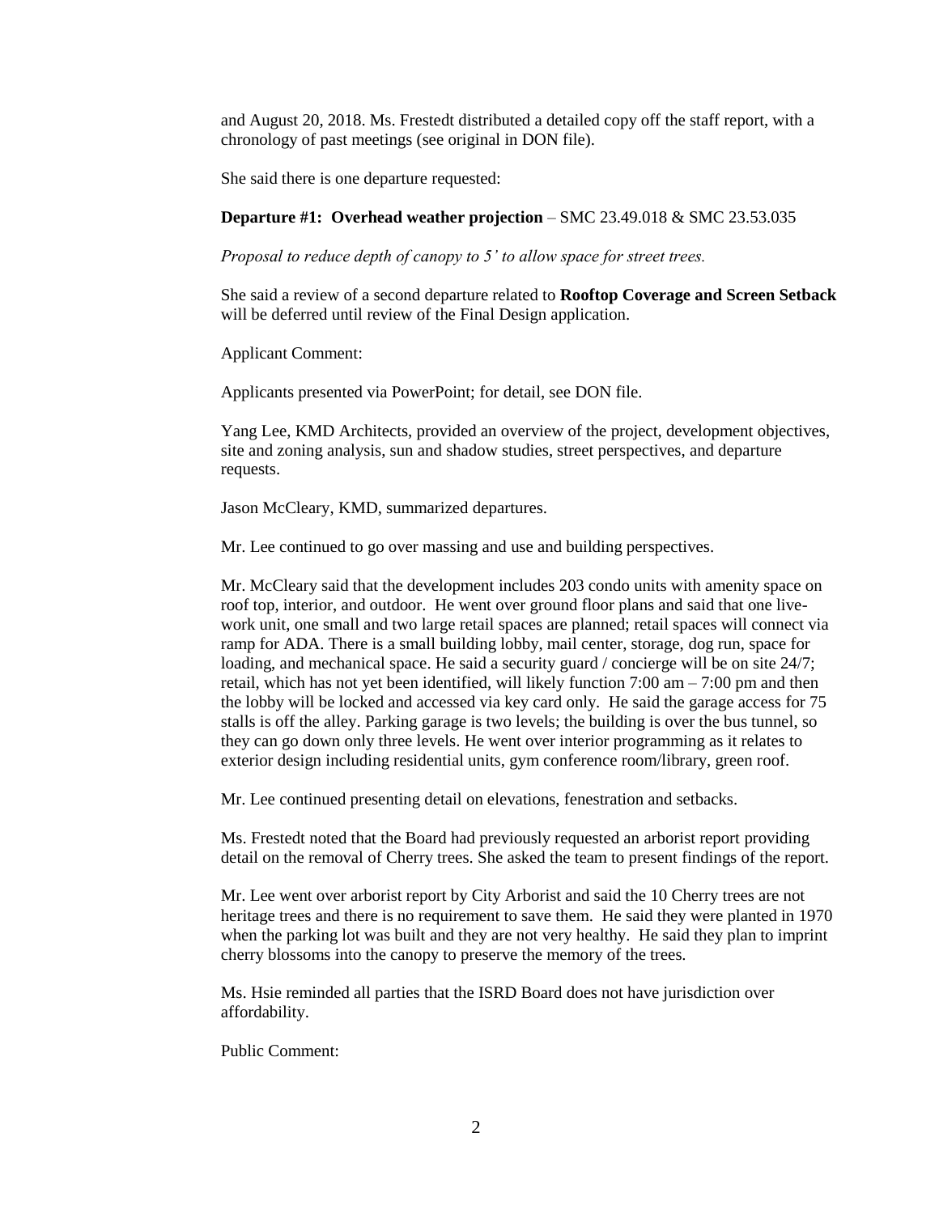and August 20, 2018. Ms. Frestedt distributed a detailed copy off the staff report, with a chronology of past meetings (see original in DON file).

She said there is one departure requested:

**Departure #1: Overhead weather projection** – SMC 23.49.018 & SMC 23.53.035

*Proposal to reduce depth of canopy to 5' to allow space for street trees.*

She said a review of a second departure related to **Rooftop Coverage and Screen Setback** will be deferred until review of the Final Design application.

Applicant Comment:

Applicants presented via PowerPoint; for detail, see DON file.

Yang Lee, KMD Architects, provided an overview of the project, development objectives, site and zoning analysis, sun and shadow studies, street perspectives, and departure requests.

Jason McCleary, KMD, summarized departures.

Mr. Lee continued to go over massing and use and building perspectives.

Mr. McCleary said that the development includes 203 condo units with amenity space on roof top, interior, and outdoor. He went over ground floor plans and said that one live-work unit, one small and two large retail spaces are planned; retail spaces will connect via ramp for ADA. There is a small building lobby, mail center, storage, dog run, space for loading, and mechanical space. He said a security guard / concierge will be on site 24/7; retail, which has not yet been identified, will likely function 7:00 am – 7:00 pm and then the lobby will be locked and accessed via key card only. He said the garage access for 75 stalls is off the alley. Parking garage is two levels; the building is over the bus tunnel, so they can go down only three levels. He went over interior programming as it relates to exterior design including residential units, gym conference room/library, green roof.

Mr. Lee continued presenting detail on elevations, fenestration and setbacks.

Ms. Frestedt noted that the Board had previously requested an arborist report providing detail on the removal of Cherry trees. She asked the team to present findings of the report.

Mr. Lee went over arborist report by City Arborist and said the 10 Cherry trees are not heritage trees and there is no requirement to save them. He said they were planted in 1970 when the parking lot was built and they are not very healthy. He said they plan to imprint cherry blossoms into the canopy to preserve the memory of the trees.

Ms. Hsie reminded all parties that the ISRD Board does not have jurisdiction over affordability.

Public Comment: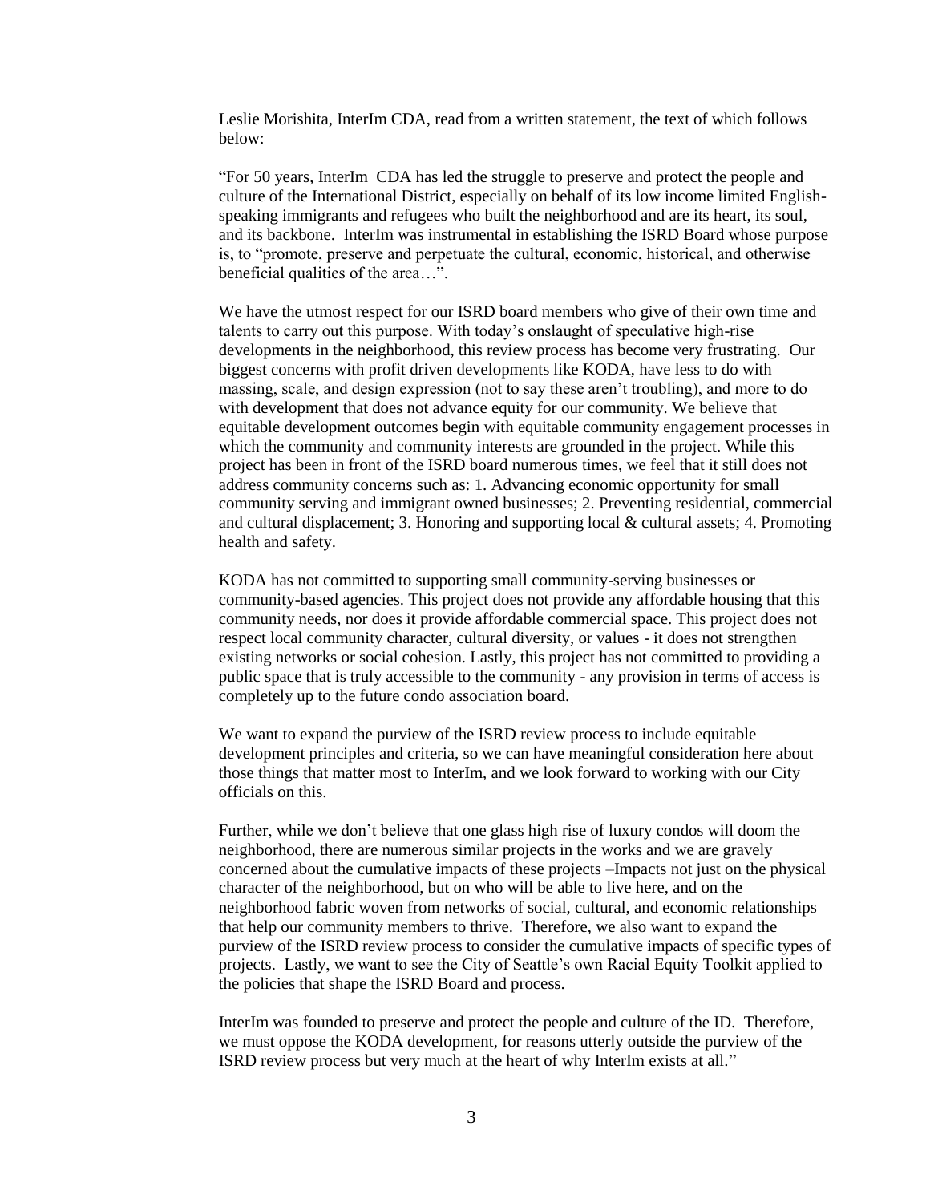Leslie Morishita, InterIm CDA, read from a written statement, the text of which follows below:

"For 50 years, InterIm CDA has led the struggle to preserve and protect the people and culture of the International District, especially on behalf of its low income limited English-speaking immigrants and refugees who built the neighborhood and are its heart, its soul, and its backbone. InterIm was instrumental in establishing the ISRD Board whose purpose is, to "promote, preserve and perpetuate the cultural, economic, historical, and otherwise beneficial qualities of the area…".

We have the utmost respect for our ISRD board members who give of their own time and talents to carry out this purpose. With today's onslaught of speculative high-rise developments in the neighborhood, this review process has become very frustrating. Our biggest concerns with profit driven developments like KODA, have less to do with massing, scale, and design expression (not to say these aren't troubling), and more to do with development that does not advance equity for our community. We believe that equitable development outcomes begin with equitable community engagement processes in which the community and community interests are grounded in the project. While this project has been in front of the ISRD board numerous times, we feel that it still does not address community concerns such as: 1. Advancing economic opportunity for small community serving and immigrant owned businesses; 2. Preventing residential, commercial and cultural displacement; 3. Honoring and supporting local & cultural assets; 4. Promoting health and safety.

KODA has not committed to supporting small community-serving businesses or community-based agencies. This project does not provide any affordable housing that this community needs, nor does it provide affordable commercial space. This project does not respect local community character, cultural diversity, or values - it does not strengthen existing networks or social cohesion. Lastly, this project has not committed to providing a public space that is truly accessible to the community - any provision in terms of access is completely up to the future condo association board.

We want to expand the purview of the ISRD review process to include equitable development principles and criteria, so we can have meaningful consideration here about those things that matter most to InterIm, and we look forward to working with our City officials on this.

Further, while we don't believe that one glass high rise of luxury condos will doom the neighborhood, there are numerous similar projects in the works and we are gravely concerned about the cumulative impacts of these projects –Impacts not just on the physical character of the neighborhood, but on who will be able to live here, and on the neighborhood fabric woven from networks of social, cultural, and economic relationships that help our community members to thrive. Therefore, we also want to expand the purview of the ISRD review process to consider the cumulative impacts of specific types of projects. Lastly, we want to see the City of Seattle's own Racial Equity Toolkit applied to the policies that shape the ISRD Board and process.

InterIm was founded to preserve and protect the people and culture of the ID. Therefore, we must oppose the KODA development, for reasons utterly outside the purview of the ISRD review process but very much at the heart of why InterIm exists at all."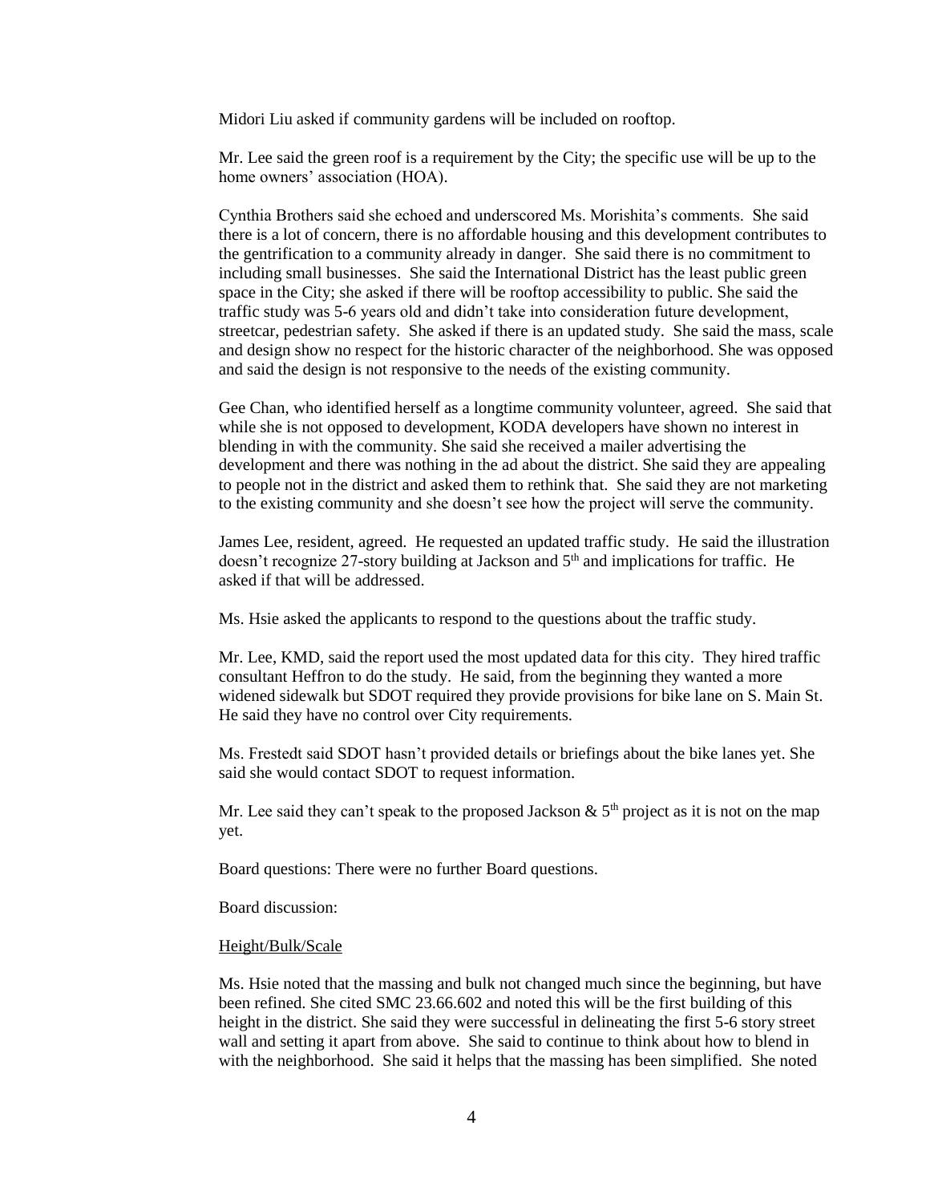Midori Liu asked if community gardens will be included on rooftop.

Mr. Lee said the green roof is a requirement by the City; the specific use will be up to the home owners' association (HOA).

Cynthia Brothers said she echoed and underscored Ms. Morishita's comments. She said there is a lot of concern, there is no affordable housing and this development contributes to the gentrification to a community already in danger. She said there is no commitment to including small businesses. She said the International District has the least public green space in the City; she asked if there will be rooftop accessibility to public. She said the traffic study was 5-6 years old and didn't take into consideration future development, streetcar, pedestrian safety. She asked if there is an updated study. She said the mass, scale and design show no respect for the historic character of the neighborhood. She was opposed and said the design is not responsive to the needs of the existing community.

Gee Chan, who identified herself as a longtime community volunteer, agreed. She said that while she is not opposed to development, KODA developers have shown no interest in blending in with the community. She said she received a mailer advertising the development and there was nothing in the ad about the district. She said they are appealing to people not in the district and asked them to rethink that. She said they are not marketing to the existing community and she doesn't see how the project will serve the community.

James Lee, resident, agreed. He requested an updated traffic study. He said the illustration doesn't recognize 27-story building at Jackson and 5th and implications for traffic. He asked if that will be addressed.

Ms. Hsie asked the applicants to respond to the questions about the traffic study.

Mr. Lee, KMD, said the report used the most updated data for this city. They hired traffic consultant Heffron to do the study. He said, from the beginning they wanted a more widened sidewalk but SDOT required they provide provisions for bike lane on S. Main St. He said they have no control over City requirements.

Ms. Frestedt said SDOT hasn't provided details or briefings about the bike lanes yet. She said she would contact SDOT to request information.

Mr. Lee said they can't speak to the proposed Jackson & 5th project as it is not on the map yet.

Board questions: There were no further Board questions.

Board discussion:

Height/Bulk/Scale

Ms. Hsie noted that the massing and bulk not changed much since the beginning, but have been refined. She cited SMC 23.66.602 and noted this will be the first building of this height in the district. She said they were successful in delineating the first 5-6 story street wall and setting it apart from above. She said to continue to think about how to blend in with the neighborhood. She said it helps that the massing has been simplified. She noted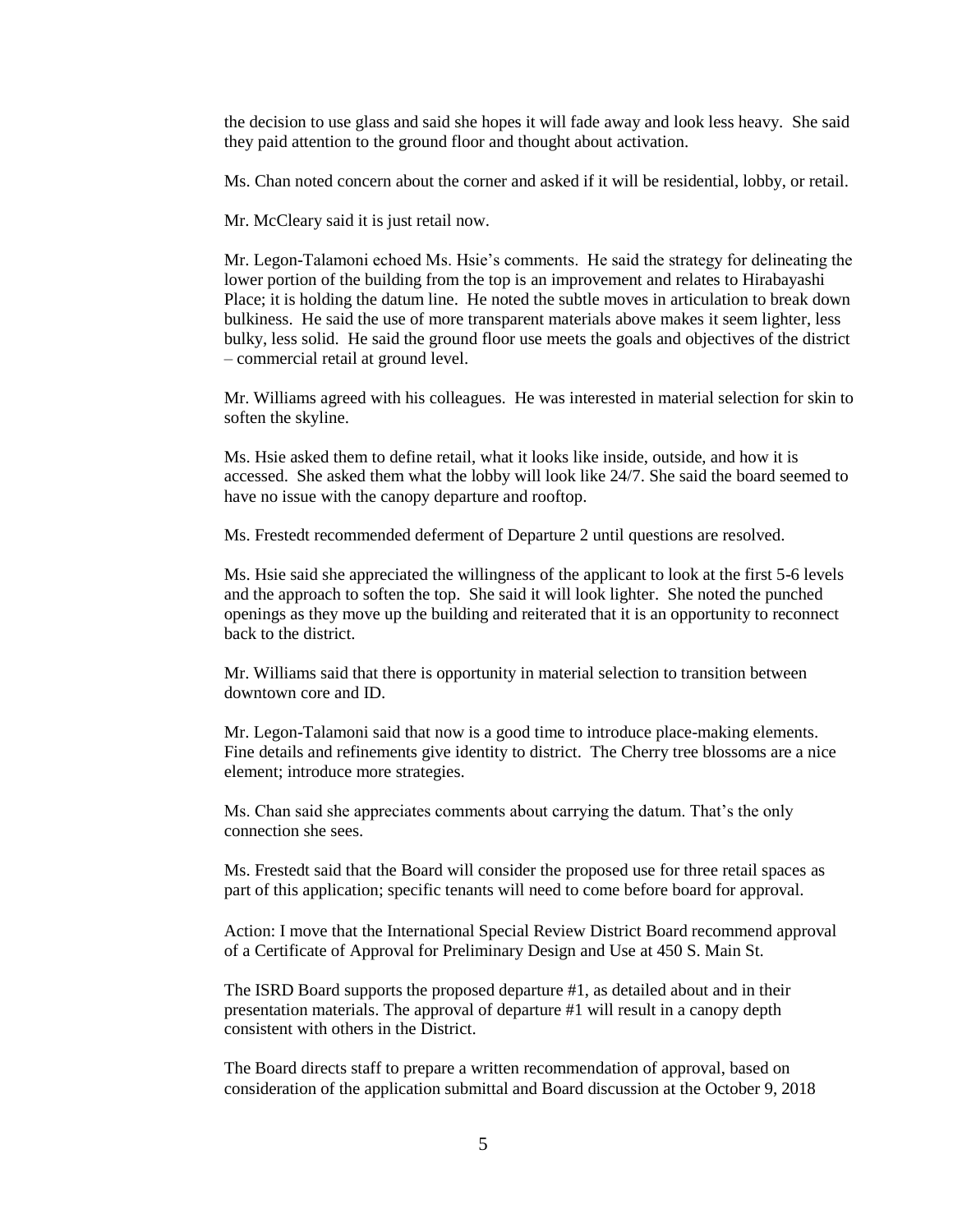the decision to use glass and said she hopes it will fade away and look less heavy. She said they paid attention to the ground floor and thought about activation.

Ms. Chan noted concern about the corner and asked if it will be residential, lobby, or retail.

Mr. McCleary said it is just retail now.

Mr. Legon-Talamoni echoed Ms. Hsie's comments. He said the strategy for delineating the lower portion of the building from the top is an improvement and relates to Hirabayashi Place; it is holding the datum line. He noted the subtle moves in articulation to break down bulkiness. He said the use of more transparent materials above makes it seem lighter, less bulky, less solid. He said the ground floor use meets the goals and objectives of the district – commercial retail at ground level.

Mr. Williams agreed with his colleagues. He was interested in material selection for skin to soften the skyline.

Ms. Hsie asked them to define retail, what it looks like inside, outside, and how it is accessed. She asked them what the lobby will look like 24/7. She said the board seemed to have no issue with the canopy departure and rooftop.

Ms. Frestedt recommended deferment of Departure 2 until questions are resolved.

Ms. Hsie said she appreciated the willingness of the applicant to look at the first 5-6 levels and the approach to soften the top. She said it will look lighter. She noted the punched openings as they move up the building and reiterated that it is an opportunity to reconnect back to the district.

Mr. Williams said that there is opportunity in material selection to transition between downtown core and ID.

Mr. Legon-Talamoni said that now is a good time to introduce place-making elements. Fine details and refinements give identity to district. The Cherry tree blossoms are a nice element; introduce more strategies.

Ms. Chan said she appreciates comments about carrying the datum. That's the only connection she sees.

Ms. Frestedt said that the Board will consider the proposed use for three retail spaces as part of this application; specific tenants will need to come before board for approval.

Action: I move that the International Special Review District Board recommend approval of a Certificate of Approval for Preliminary Design and Use at 450 S. Main St.

The ISRD Board supports the proposed departure #1, as detailed about and in their presentation materials. The approval of departure #1 will result in a canopy depth consistent with others in the District.

The Board directs staff to prepare a written recommendation of approval, based on consideration of the application submittal and Board discussion at the October 9, 2018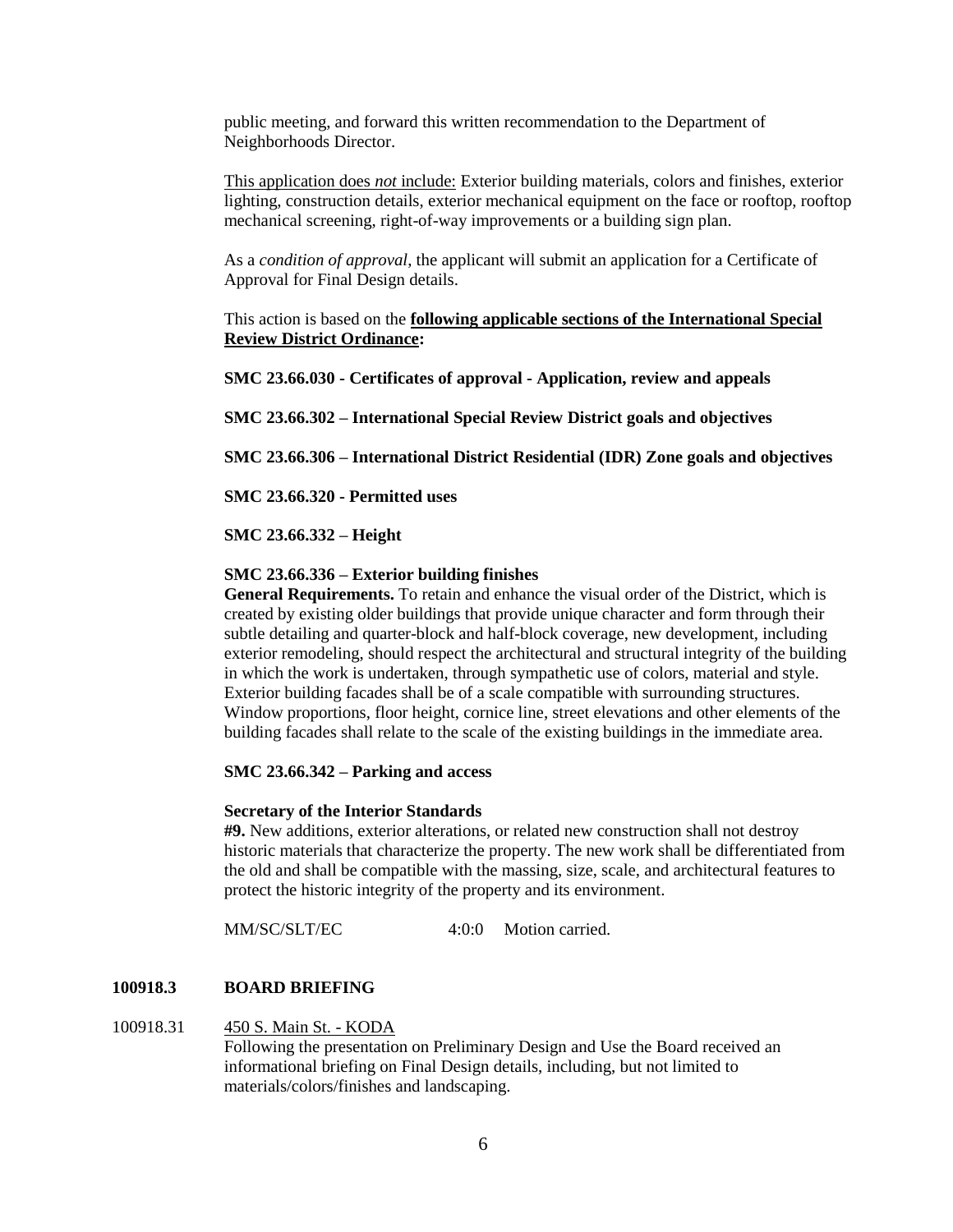public meeting, and forward this written recommendation to the Department of Neighborhoods Director.

This application does *not* include: Exterior building materials, colors and finishes, exterior lighting, construction details, exterior mechanical equipment on the face or rooftop, rooftop mechanical screening, right-of-way improvements or a building sign plan.

As a *condition of approval*, the applicant will submit an application for a Certificate of Approval for Final Design details.

This action is based on the **following applicable sections of the International Special Review District Ordinance:**

**SMC 23.66.030 - Certificates of approval - Application, review and appeals**

**SMC 23.66.302 – International Special Review District goals and objectives**

**SMC 23.66.306 – International District Residential (IDR) Zone goals and objectives**

**SMC 23.66.320 - Permitted uses**

**SMC 23.66.332 – Height**

**SMC 23.66.336 – Exterior building finishes**
**General Requirements.** To retain and enhance the visual order of the District, which is created by existing older buildings that provide unique character and form through their subtle detailing and quarter-block and half-block coverage, new development, including exterior remodeling, should respect the architectural and structural integrity of the building in which the work is undertaken, through sympathetic use of colors, material and style. Exterior building facades shall be of a scale compatible with surrounding structures. Window proportions, floor height, cornice line, street elevations and other elements of the building facades shall relate to the scale of the existing buildings in the immediate area.

**SMC 23.66.342 – Parking and access**

**Secretary of the Interior Standards**
**#9.** New additions, exterior alterations, or related new construction shall not destroy historic materials that characterize the property. The new work shall be differentiated from the old and shall be compatible with the massing, size, scale, and architectural features to protect the historic integrity of the property and its environment.

MM/SC/SLT/EC 4:0:0 Motion carried.

**100918.3 BOARD BRIEFING**

100918.31 450 S. Main St. - KODA
Following the presentation on Preliminary Design and Use the Board received an informational briefing on Final Design details, including, but not limited to materials/colors/finishes and landscaping.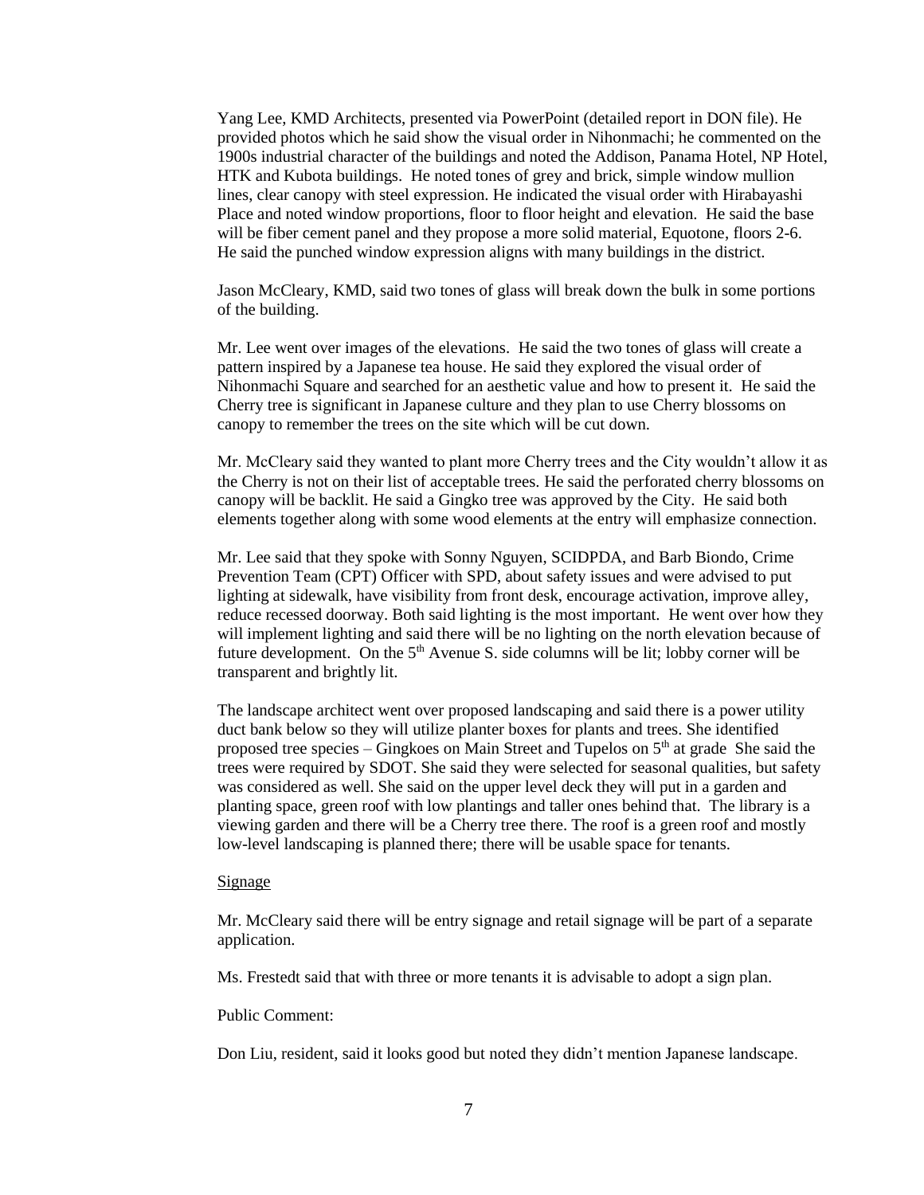Yang Lee, KMD Architects, presented via PowerPoint (detailed report in DON file). He provided photos which he said show the visual order in Nihonmachi; he commented on the 1900s industrial character of the buildings and noted the Addison, Panama Hotel, NP Hotel, HTK and Kubota buildings. He noted tones of grey and brick, simple window mullion lines, clear canopy with steel expression. He indicated the visual order with Hirabayashi Place and noted window proportions, floor to floor height and elevation. He said the base will be fiber cement panel and they propose a more solid material, Equotone, floors 2-6. He said the punched window expression aligns with many buildings in the district.

Jason McCleary, KMD, said two tones of glass will break down the bulk in some portions of the building.

Mr. Lee went over images of the elevations. He said the two tones of glass will create a pattern inspired by a Japanese tea house. He said they explored the visual order of Nihonmachi Square and searched for an aesthetic value and how to present it. He said the Cherry tree is significant in Japanese culture and they plan to use Cherry blossoms on canopy to remember the trees on the site which will be cut down.

Mr. McCleary said they wanted to plant more Cherry trees and the City wouldn't allow it as the Cherry is not on their list of acceptable trees. He said the perforated cherry blossoms on canopy will be backlit. He said a Gingko tree was approved by the City. He said both elements together along with some wood elements at the entry will emphasize connection.

Mr. Lee said that they spoke with Sonny Nguyen, SCIDPDA, and Barb Biondo, Crime Prevention Team (CPT) Officer with SPD, about safety issues and were advised to put lighting at sidewalk, have visibility from front desk, encourage activation, improve alley, reduce recessed doorway. Both said lighting is the most important. He went over how they will implement lighting and said there will be no lighting on the north elevation because of future development. On the 5th Avenue S. side columns will be lit; lobby corner will be transparent and brightly lit.

The landscape architect went over proposed landscaping and said there is a power utility duct bank below so they will utilize planter boxes for plants and trees. She identified proposed tree species – Gingkoes on Main Street and Tupelos on 5th at grade She said the trees were required by SDOT. She said they were selected for seasonal qualities, but safety was considered as well. She said on the upper level deck they will put in a garden and planting space, green roof with low plantings and taller ones behind that. The library is a viewing garden and there will be a Cherry tree there. The roof is a green roof and mostly low-level landscaping is planned there; there will be usable space for tenants.

Signage

Mr. McCleary said there will be entry signage and retail signage will be part of a separate application.

Ms. Frestedt said that with three or more tenants it is advisable to adopt a sign plan.

Public Comment:

Don Liu, resident, said it looks good but noted they didn't mention Japanese landscape.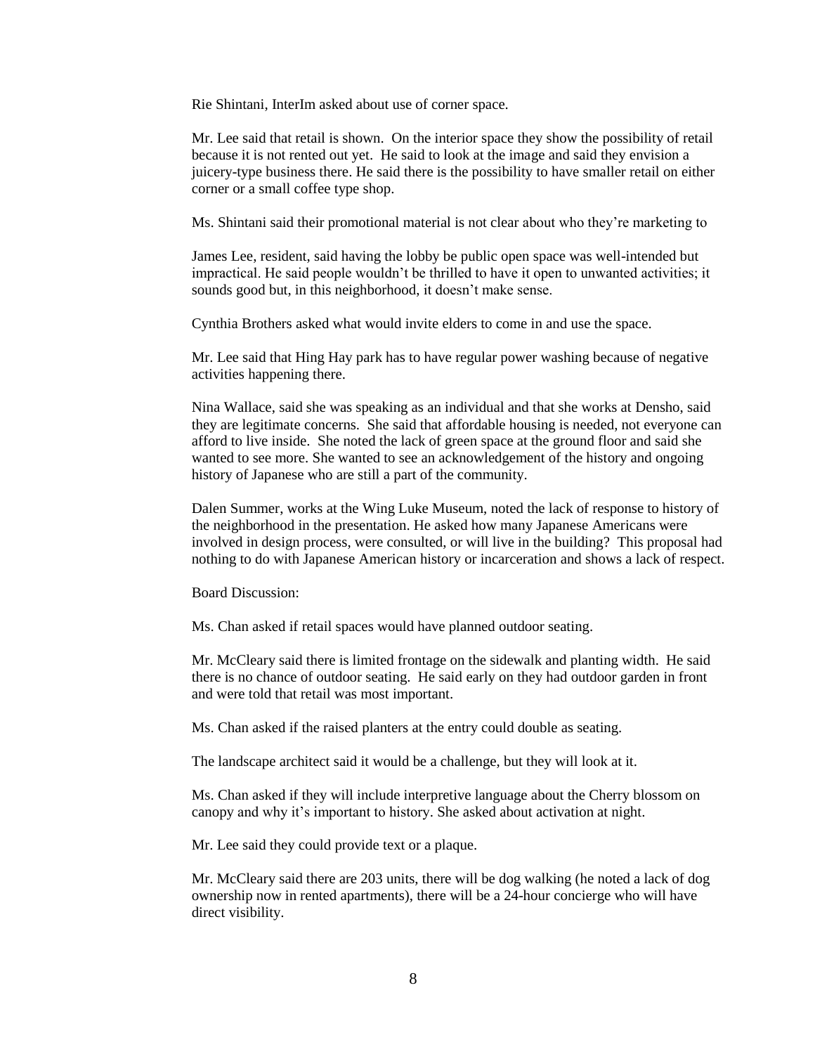Rie Shintani, InterIm asked about use of corner space.

Mr. Lee said that retail is shown. On the interior space they show the possibility of retail because it is not rented out yet. He said to look at the image and said they envision a juicery-type business there. He said there is the possibility to have smaller retail on either corner or a small coffee type shop.

Ms. Shintani said their promotional material is not clear about who they're marketing to

James Lee, resident, said having the lobby be public open space was well-intended but impractical. He said people wouldn't be thrilled to have it open to unwanted activities; it sounds good but, in this neighborhood, it doesn't make sense.

Cynthia Brothers asked what would invite elders to come in and use the space.

Mr. Lee said that Hing Hay park has to have regular power washing because of negative activities happening there.

Nina Wallace, said she was speaking as an individual and that she works at Densho, said they are legitimate concerns. She said that affordable housing is needed, not everyone can afford to live inside. She noted the lack of green space at the ground floor and said she wanted to see more. She wanted to see an acknowledgement of the history and ongoing history of Japanese who are still a part of the community.

Dalen Summer, works at the Wing Luke Museum, noted the lack of response to history of the neighborhood in the presentation. He asked how many Japanese Americans were involved in design process, were consulted, or will live in the building? This proposal had nothing to do with Japanese American history or incarceration and shows a lack of respect.

Board Discussion:

Ms. Chan asked if retail spaces would have planned outdoor seating.

Mr. McCleary said there is limited frontage on the sidewalk and planting width. He said there is no chance of outdoor seating. He said early on they had outdoor garden in front and were told that retail was most important.

Ms. Chan asked if the raised planters at the entry could double as seating.

The landscape architect said it would be a challenge, but they will look at it.

Ms. Chan asked if they will include interpretive language about the Cherry blossom on canopy and why it's important to history. She asked about activation at night.

Mr. Lee said they could provide text or a plaque.

Mr. McCleary said there are 203 units, there will be dog walking (he noted a lack of dog ownership now in rented apartments), there will be a 24-hour concierge who will have direct visibility.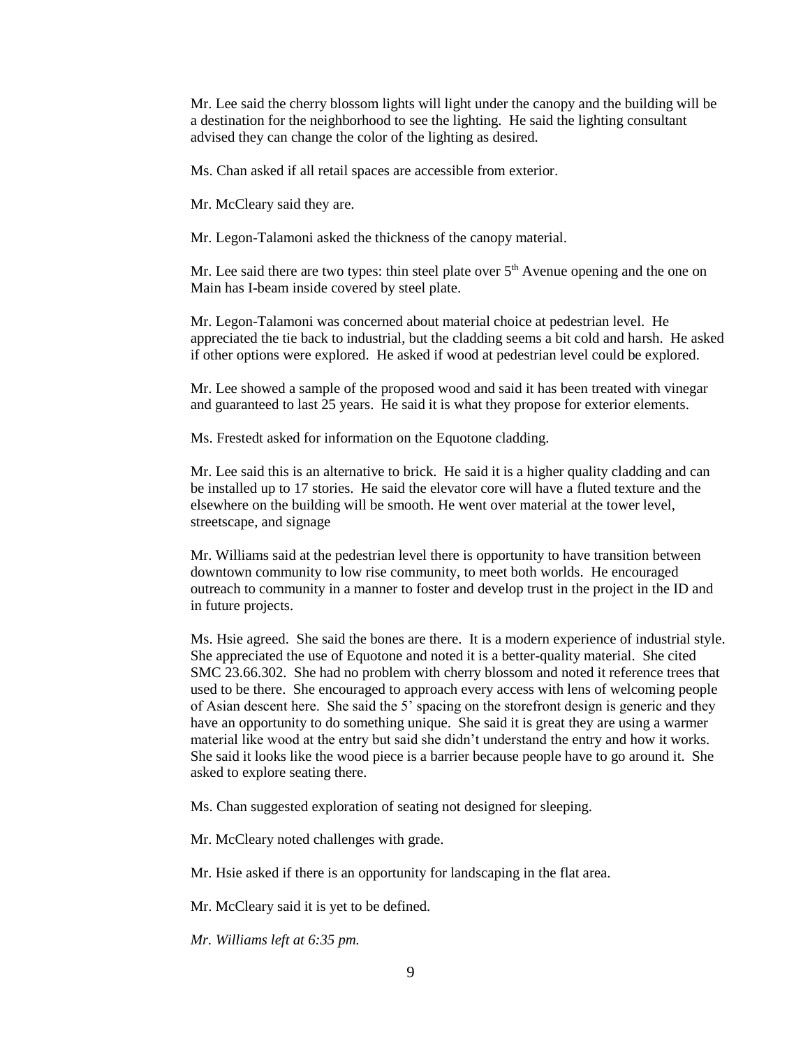Mr. Lee said the cherry blossom lights will light under the canopy and the building will be a destination for the neighborhood to see the lighting. He said the lighting consultant advised they can change the color of the lighting as desired.

Ms. Chan asked if all retail spaces are accessible from exterior.

Mr. McCleary said they are.

Mr. Legon-Talamoni asked the thickness of the canopy material.

Mr. Lee said there are two types: thin steel plate over 5th Avenue opening and the one on Main has I-beam inside covered by steel plate.

Mr. Legon-Talamoni was concerned about material choice at pedestrian level. He appreciated the tie back to industrial, but the cladding seems a bit cold and harsh. He asked if other options were explored. He asked if wood at pedestrian level could be explored.

Mr. Lee showed a sample of the proposed wood and said it has been treated with vinegar and guaranteed to last 25 years. He said it is what they propose for exterior elements.

Ms. Frestedt asked for information on the Equotone cladding.

Mr. Lee said this is an alternative to brick. He said it is a higher quality cladding and can be installed up to 17 stories. He said the elevator core will have a fluted texture and the elsewhere on the building will be smooth. He went over material at the tower level, streetscape, and signage

Mr. Williams said at the pedestrian level there is opportunity to have transition between downtown community to low rise community, to meet both worlds. He encouraged outreach to community in a manner to foster and develop trust in the project in the ID and in future projects.

Ms. Hsie agreed. She said the bones are there. It is a modern experience of industrial style. She appreciated the use of Equotone and noted it is a better-quality material. She cited SMC 23.66.302. She had no problem with cherry blossom and noted it reference trees that used to be there. She encouraged to approach every access with lens of welcoming people of Asian descent here. She said the 5' spacing on the storefront design is generic and they have an opportunity to do something unique. She said it is great they are using a warmer material like wood at the entry but said she didn't understand the entry and how it works. She said it looks like the wood piece is a barrier because people have to go around it. She asked to explore seating there.

Ms. Chan suggested exploration of seating not designed for sleeping.

Mr. McCleary noted challenges with grade.

Mr. Hsie asked if there is an opportunity for landscaping in the flat area.

Mr. McCleary said it is yet to be defined.

*Mr. Williams left at 6:35 pm.*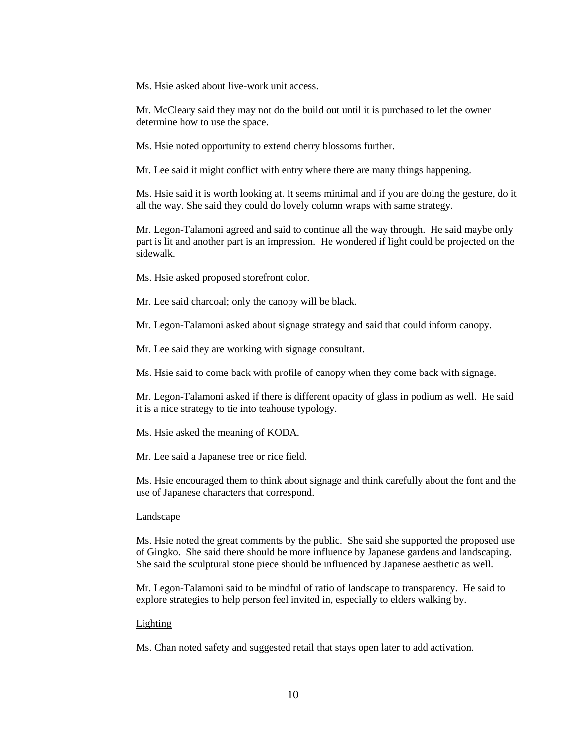Ms. Hsie asked about live-work unit access.

Mr. McCleary said they may not do the build out until it is purchased to let the owner determine how to use the space.

Ms. Hsie noted opportunity to extend cherry blossoms further.

Mr. Lee said it might conflict with entry where there are many things happening.

Ms. Hsie said it is worth looking at. It seems minimal and if you are doing the gesture, do it all the way. She said they could do lovely column wraps with same strategy.

Mr. Legon-Talamoni agreed and said to continue all the way through. He said maybe only part is lit and another part is an impression. He wondered if light could be projected on the sidewalk.

Ms. Hsie asked proposed storefront color.

Mr. Lee said charcoal; only the canopy will be black.

Mr. Legon-Talamoni asked about signage strategy and said that could inform canopy.

Mr. Lee said they are working with signage consultant.

Ms. Hsie said to come back with profile of canopy when they come back with signage.

Mr. Legon-Talamoni asked if there is different opacity of glass in podium as well. He said it is a nice strategy to tie into teahouse typology.

Ms. Hsie asked the meaning of KODA.

Mr. Lee said a Japanese tree or rice field.

Ms. Hsie encouraged them to think about signage and think carefully about the font and the use of Japanese characters that correspond.

<u>Landscape</u>

Ms. Hsie noted the great comments by the public. She said she supported the proposed use of Gingko. She said there should be more influence by Japanese gardens and landscaping. She said the sculptural stone piece should be influenced by Japanese aesthetic as well.

Mr. Legon-Talamoni said to be mindful of ratio of landscape to transparency. He said to explore strategies to help person feel invited in, especially to elders walking by.

<u>Lighting</u>

Ms. Chan noted safety and suggested retail that stays open later to add activation.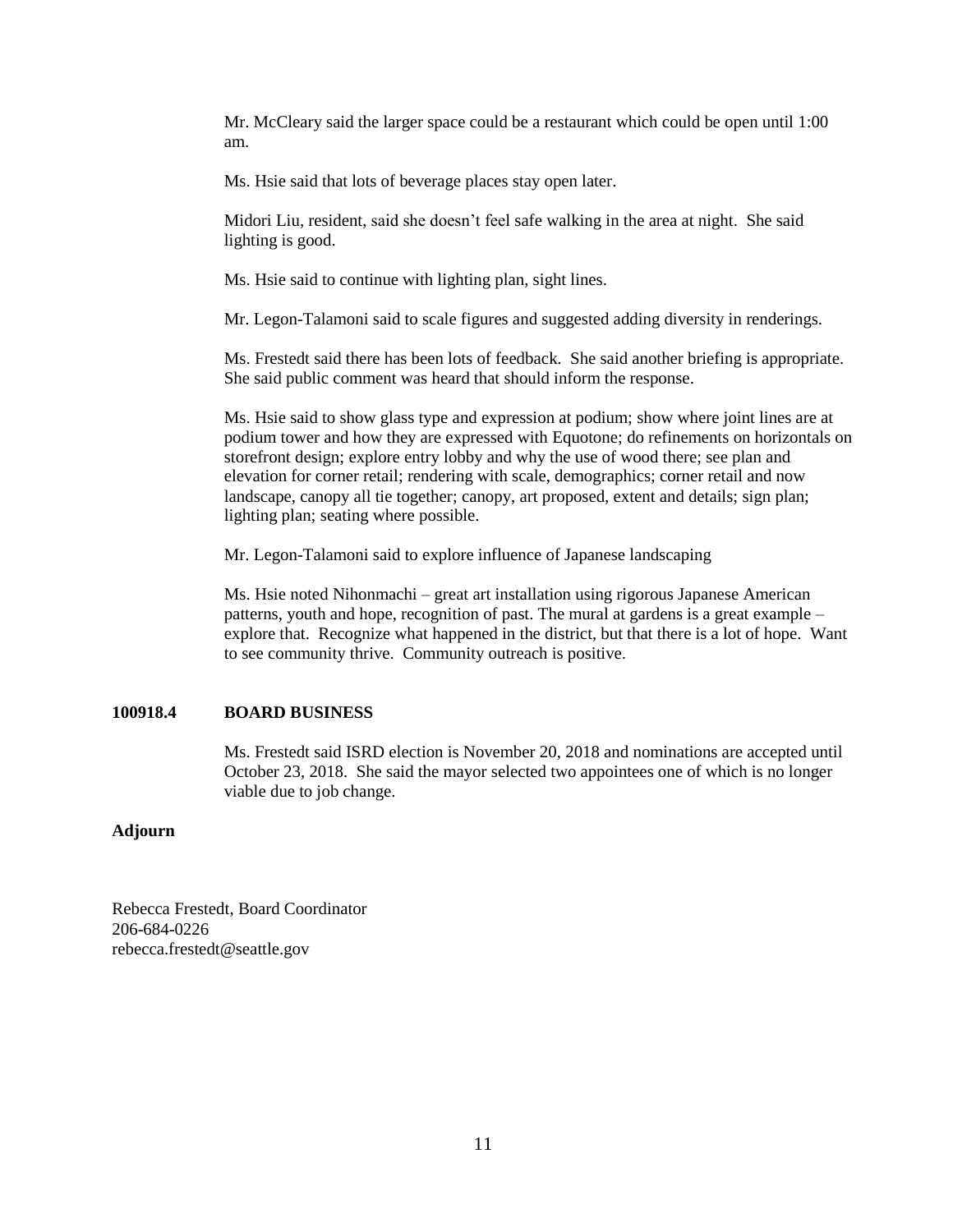Mr. McCleary said the larger space could be a restaurant which could be open until 1:00 am.

Ms. Hsie said that lots of beverage places stay open later.

Midori Liu, resident, said she doesn't feel safe walking in the area at night. She said lighting is good.

Ms. Hsie said to continue with lighting plan, sight lines.

Mr. Legon-Talamoni said to scale figures and suggested adding diversity in renderings.

Ms. Frestedt said there has been lots of feedback. She said another briefing is appropriate. She said public comment was heard that should inform the response.

Ms. Hsie said to show glass type and expression at podium; show where joint lines are at podium tower and how they are expressed with Equotone; do refinements on horizontals on storefront design; explore entry lobby and why the use of wood there; see plan and elevation for corner retail; rendering with scale, demographics; corner retail and now landscape, canopy all tie together; canopy, art proposed, extent and details; sign plan; lighting plan; seating where possible.

Mr. Legon-Talamoni said to explore influence of Japanese landscaping

Ms. Hsie noted Nihonmachi – great art installation using rigorous Japanese American patterns, youth and hope, recognition of past. The mural at gardens is a great example – explore that. Recognize what happened in the district, but that there is a lot of hope. Want to see community thrive. Community outreach is positive.

**100918.4 BOARD BUSINESS**

Ms. Frestedt said ISRD election is November 20, 2018 and nominations are accepted until October 23, 2018. She said the mayor selected two appointees one of which is no longer viable due to job change.

**Adjourn**

Rebecca Frestedt, Board Coordinator
206-684-0226
rebecca.frestedt@seattle.gov